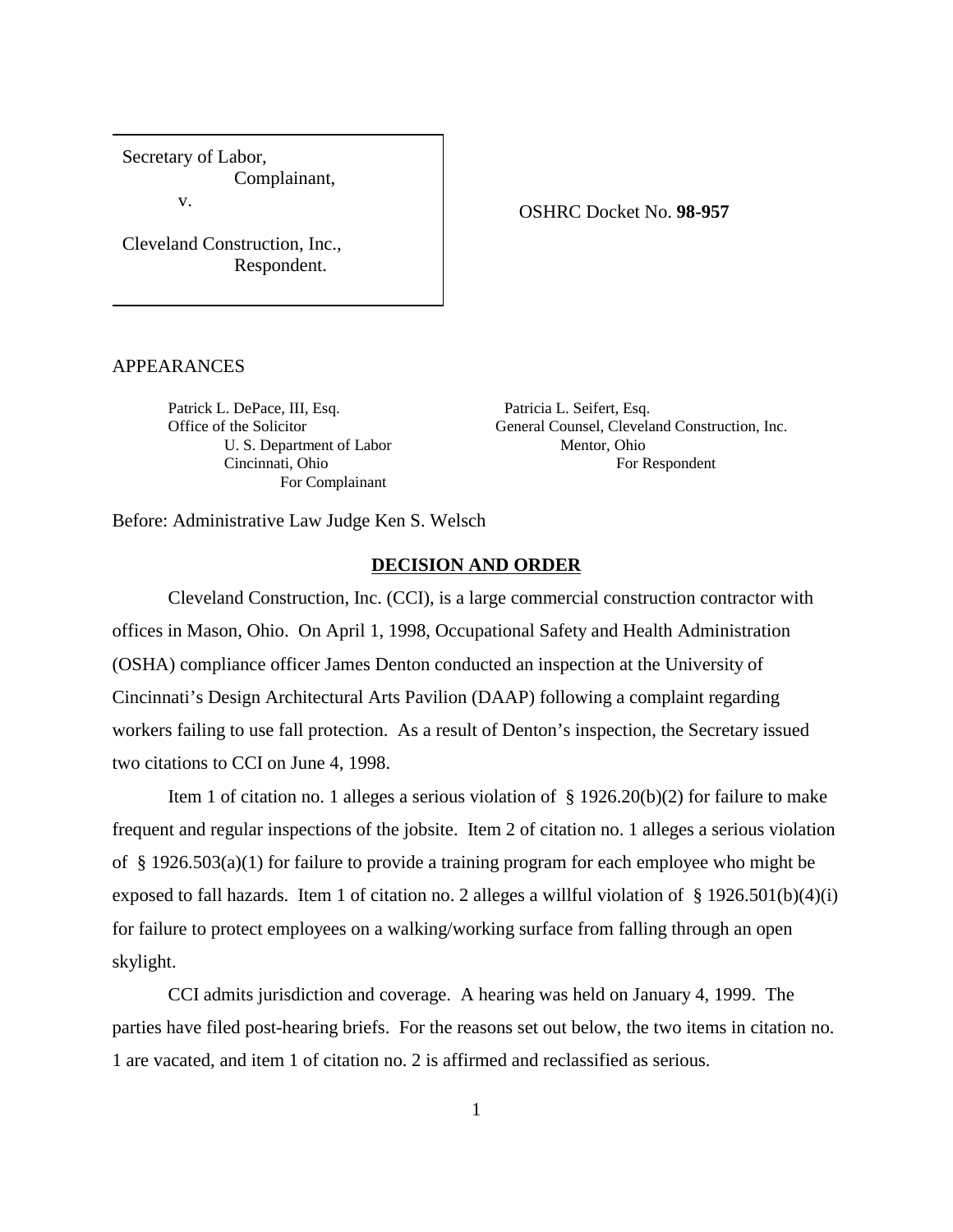Secretary of Labor,
Complainant,
v.

Cleveland Construction, Inc.,
Respondent.

OSHRC Docket No. **98-957**

APPEARANCES

Patrick L. DePace, III, Esq.
Office of the Solicitor
U. S. Department of Labor
Cincinnati, Ohio
For Complainant

Patricia L. Seifert, Esq.
General Counsel, Cleveland Construction, Inc.
Mentor, Ohio
For Respondent

Before: Administrative Law Judge Ken S. Welsch

## DECISION AND ORDER

Cleveland Construction, Inc. (CCI), is a large commercial construction contractor with offices in Mason, Ohio. On April 1, 1998, Occupational Safety and Health Administration (OSHA) compliance officer James Denton conducted an inspection at the University of Cincinnati's Design Architectural Arts Pavilion (DAAP) following a complaint regarding workers failing to use fall protection. As a result of Denton's inspection, the Secretary issued two citations to CCI on June 4, 1998.

Item 1 of citation no. 1 alleges a serious violation of § 1926.20(b)(2) for failure to make frequent and regular inspections of the jobsite. Item 2 of citation no. 1 alleges a serious violation of § 1926.503(a)(1) for failure to provide a training program for each employee who might be exposed to fall hazards. Item 1 of citation no. 2 alleges a willful violation of § 1926.501(b)(4)(i) for failure to protect employees on a walking/working surface from falling through an open skylight.

CCI admits jurisdiction and coverage. A hearing was held on January 4, 1999. The parties have filed post-hearing briefs. For the reasons set out below, the two items in citation no. 1 are vacated, and item 1 of citation no. 2 is affirmed and reclassified as serious.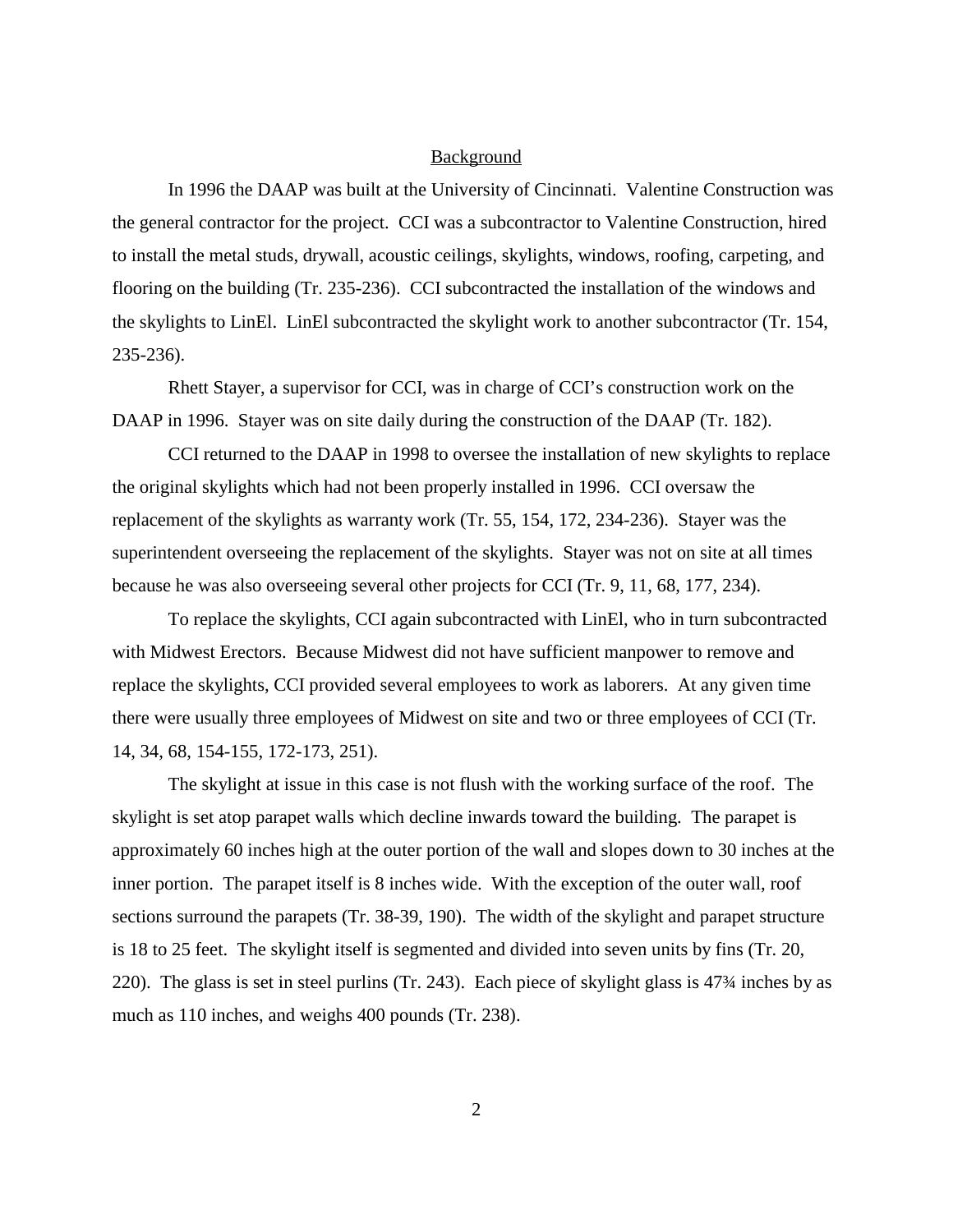## Background

In 1996 the DAAP was built at the University of Cincinnati. Valentine Construction was the general contractor for the project. CCI was a subcontractor to Valentine Construction, hired to install the metal studs, drywall, acoustic ceilings, skylights, windows, roofing, carpeting, and flooring on the building (Tr. 235-236). CCI subcontracted the installation of the windows and the skylights to LinEl. LinEl subcontracted the skylight work to another subcontractor (Tr. 154, 235-236).

Rhett Stayer, a supervisor for CCI, was in charge of CCI's construction work on the DAAP in 1996. Stayer was on site daily during the construction of the DAAP (Tr. 182).

CCI returned to the DAAP in 1998 to oversee the installation of new skylights to replace the original skylights which had not been properly installed in 1996. CCI oversaw the replacement of the skylights as warranty work (Tr. 55, 154, 172, 234-236). Stayer was the superintendent overseeing the replacement of the skylights. Stayer was not on site at all times because he was also overseeing several other projects for CCI (Tr. 9, 11, 68, 177, 234).

To replace the skylights, CCI again subcontracted with LinEl, who in turn subcontracted with Midwest Erectors. Because Midwest did not have sufficient manpower to remove and replace the skylights, CCI provided several employees to work as laborers. At any given time there were usually three employees of Midwest on site and two or three employees of CCI (Tr. 14, 34, 68, 154-155, 172-173, 251).

The skylight at issue in this case is not flush with the working surface of the roof. The skylight is set atop parapet walls which decline inwards toward the building. The parapet is approximately 60 inches high at the outer portion of the wall and slopes down to 30 inches at the inner portion. The parapet itself is 8 inches wide. With the exception of the outer wall, roof sections surround the parapets (Tr. 38-39, 190). The width of the skylight and parapet structure is 18 to 25 feet. The skylight itself is segmented and divided into seven units by fins (Tr. 20, 220). The glass is set in steel purlins (Tr. 243). Each piece of skylight glass is 47¾ inches by as much as 110 inches, and weighs 400 pounds (Tr. 238).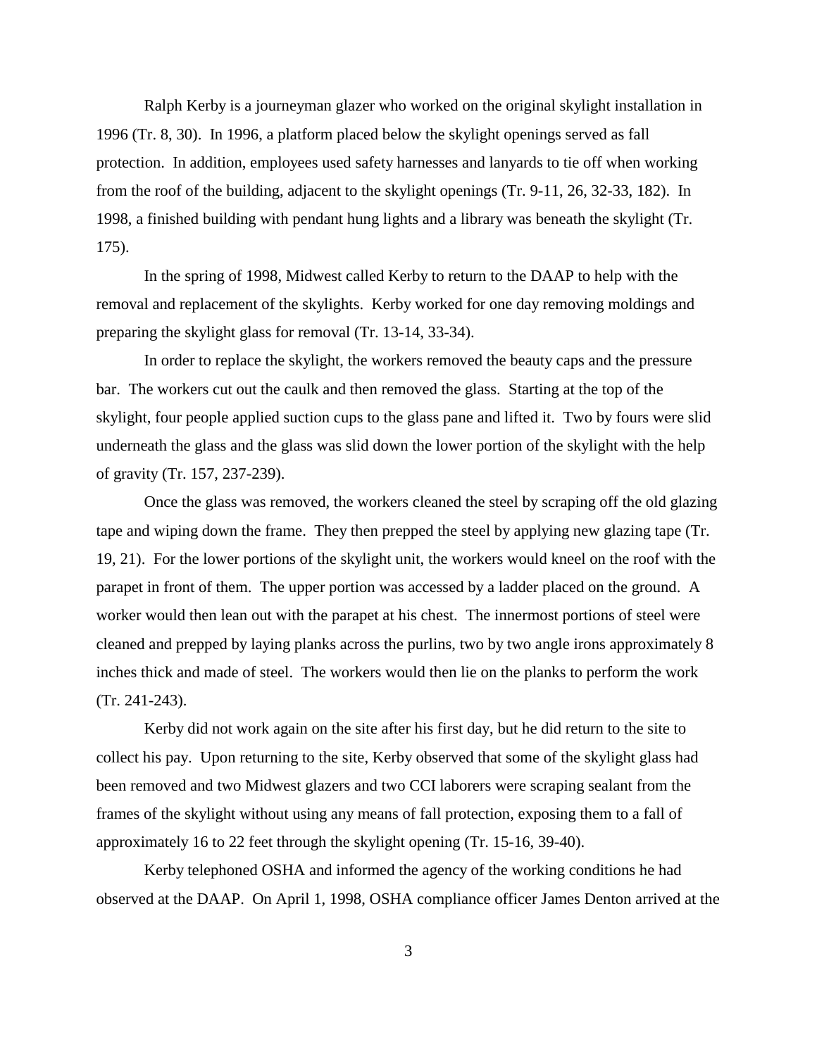Ralph Kerby is a journeyman glazer who worked on the original skylight installation in 1996 (Tr. 8, 30). In 1996, a platform placed below the skylight openings served as fall protection. In addition, employees used safety harnesses and lanyards to tie off when working from the roof of the building, adjacent to the skylight openings (Tr. 9-11, 26, 32-33, 182). In 1998, a finished building with pendant hung lights and a library was beneath the skylight (Tr. 175).

In the spring of 1998, Midwest called Kerby to return to the DAAP to help with the removal and replacement of the skylights. Kerby worked for one day removing moldings and preparing the skylight glass for removal (Tr. 13-14, 33-34).

In order to replace the skylight, the workers removed the beauty caps and the pressure bar. The workers cut out the caulk and then removed the glass. Starting at the top of the skylight, four people applied suction cups to the glass pane and lifted it. Two by fours were slid underneath the glass and the glass was slid down the lower portion of the skylight with the help of gravity (Tr. 157, 237-239).

Once the glass was removed, the workers cleaned the steel by scraping off the old glazing tape and wiping down the frame. They then prepped the steel by applying new glazing tape (Tr. 19, 21). For the lower portions of the skylight unit, the workers would kneel on the roof with the parapet in front of them. The upper portion was accessed by a ladder placed on the ground. A worker would then lean out with the parapet at his chest. The innermost portions of steel were cleaned and prepped by laying planks across the purlins, two by two angle irons approximately 8 inches thick and made of steel. The workers would then lie on the planks to perform the work (Tr. 241-243).

Kerby did not work again on the site after his first day, but he did return to the site to collect his pay. Upon returning to the site, Kerby observed that some of the skylight glass had been removed and two Midwest glazers and two CCI laborers were scraping sealant from the frames of the skylight without using any means of fall protection, exposing them to a fall of approximately 16 to 22 feet through the skylight opening (Tr. 15-16, 39-40).

Kerby telephoned OSHA and informed the agency of the working conditions he had observed at the DAAP. On April 1, 1998, OSHA compliance officer James Denton arrived at the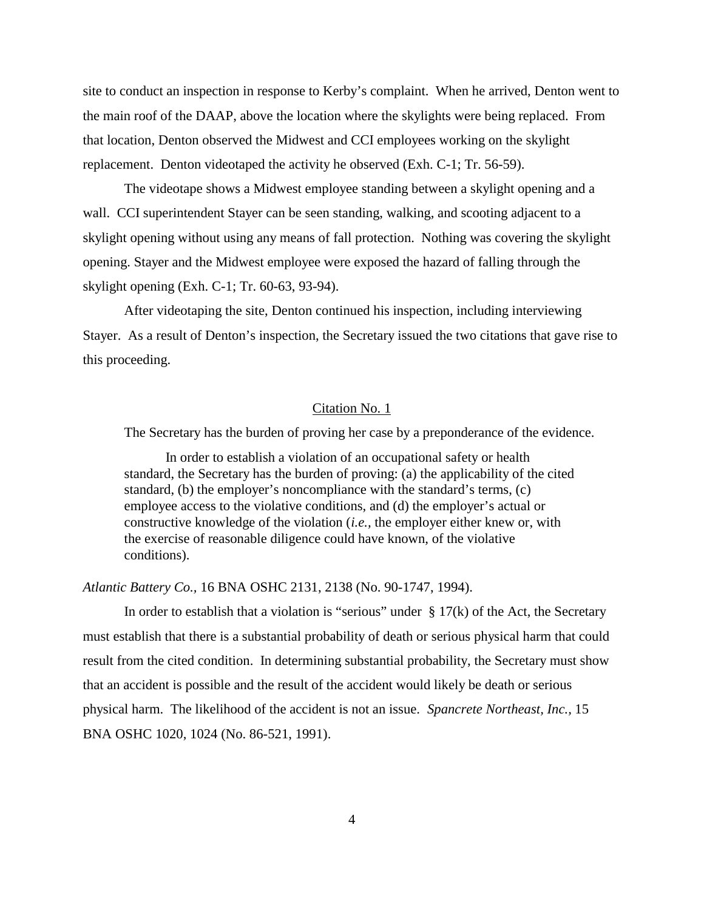site to conduct an inspection in response to Kerby's complaint. When he arrived, Denton went to the main roof of the DAAP, above the location where the skylights were being replaced. From that location, Denton observed the Midwest and CCI employees working on the skylight replacement. Denton videotaped the activity he observed (Exh. C-1; Tr. 56-59).

The videotape shows a Midwest employee standing between a skylight opening and a wall. CCI superintendent Stayer can be seen standing, walking, and scooting adjacent to a skylight opening without using any means of fall protection. Nothing was covering the skylight opening. Stayer and the Midwest employee were exposed the hazard of falling through the skylight opening (Exh. C-1; Tr. 60-63, 93-94).

After videotaping the site, Denton continued his inspection, including interviewing Stayer. As a result of Denton's inspection, the Secretary issued the two citations that gave rise to this proceeding.

## Citation No. 1

The Secretary has the burden of proving her case by a preponderance of the evidence.

> In order to establish a violation of an occupational safety or health standard, the Secretary has the burden of proving: (a) the applicability of the cited standard, (b) the employer's noncompliance with the standard's terms, (c) employee access to the violative conditions, and (d) the employer's actual or constructive knowledge of the violation (*i.e.,* the employer either knew or, with the exercise of reasonable diligence could have known, of the violative conditions).

*Atlantic Battery Co.,* 16 BNA OSHC 2131, 2138 (No. 90-1747, 1994).

In order to establish that a violation is "serious" under § 17(k) of the Act, the Secretary must establish that there is a substantial probability of death or serious physical harm that could result from the cited condition. In determining substantial probability, the Secretary must show that an accident is possible and the result of the accident would likely be death or serious physical harm. The likelihood of the accident is not an issue. *Spancrete Northeast, Inc.,* 15 BNA OSHC 1020, 1024 (No. 86-521, 1991).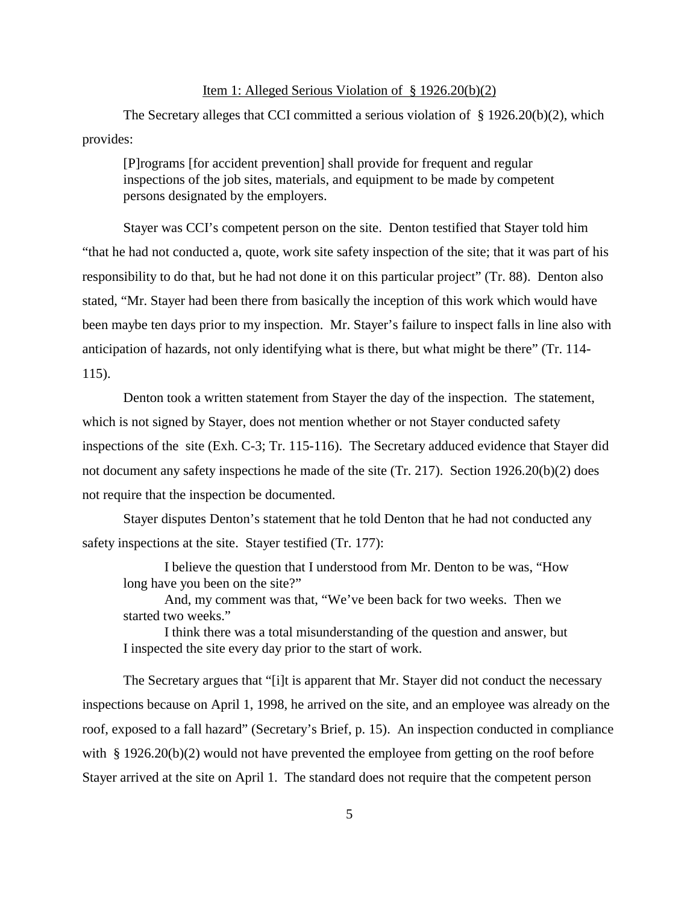Item 1: Alleged Serious Violation of § 1926.20(b)(2)

The Secretary alleges that CCI committed a serious violation of § 1926.20(b)(2), which provides:

> [P]rograms [for accident prevention] shall provide for frequent and regular inspections of the job sites, materials, and equipment to be made by competent persons designated by the employers.

Stayer was CCI's competent person on the site. Denton testified that Stayer told him "that he had not conducted a, quote, work site safety inspection of the site; that it was part of his responsibility to do that, but he had not done it on this particular project" (Tr. 88). Denton also stated, "Mr. Stayer had been there from basically the inception of this work which would have been maybe ten days prior to my inspection. Mr. Stayer's failure to inspect falls in line also with anticipation of hazards, not only identifying what is there, but what might be there" (Tr. 114-115).

Denton took a written statement from Stayer the day of the inspection. The statement, which is not signed by Stayer, does not mention whether or not Stayer conducted safety inspections of the site (Exh. C-3; Tr. 115-116). The Secretary adduced evidence that Stayer did not document any safety inspections he made of the site (Tr. 217). Section 1926.20(b)(2) does not require that the inspection be documented.

Stayer disputes Denton's statement that he told Denton that he had not conducted any safety inspections at the site. Stayer testified (Tr. 177):

> I believe the question that I understood from Mr. Denton to be was, "How long have you been on the site?"
>
> And, my comment was that, "We've been back for two weeks. Then we started two weeks."
>
> I think there was a total misunderstanding of the question and answer, but I inspected the site every day prior to the start of work.

The Secretary argues that "[i]t is apparent that Mr. Stayer did not conduct the necessary inspections because on April 1, 1998, he arrived on the site, and an employee was already on the roof, exposed to a fall hazard" (Secretary's Brief, p. 15). An inspection conducted in compliance with § 1926.20(b)(2) would not have prevented the employee from getting on the roof before Stayer arrived at the site on April 1. The standard does not require that the competent person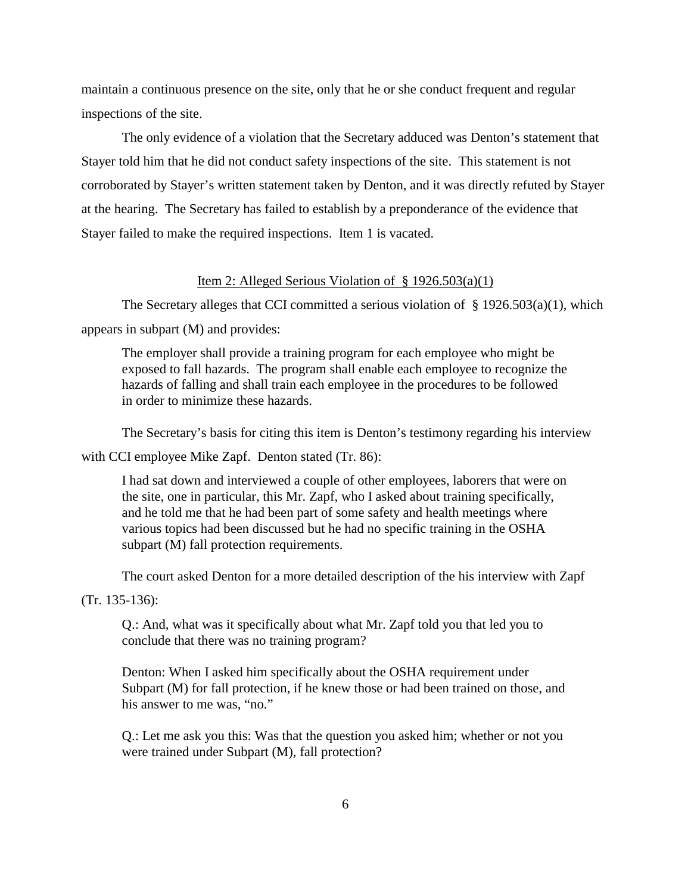maintain a continuous presence on the site, only that he or she conduct frequent and regular inspections of the site.

The only evidence of a violation that the Secretary adduced was Denton's statement that Stayer told him that he did not conduct safety inspections of the site. This statement is not corroborated by Stayer's written statement taken by Denton, and it was directly refuted by Stayer at the hearing. The Secretary has failed to establish by a preponderance of the evidence that Stayer failed to make the required inspections. Item 1 is vacated.

<u>Item 2: Alleged Serious Violation of § 1926.503(a)(1)</u>

The Secretary alleges that CCI committed a serious violation of § 1926.503(a)(1), which appears in subpart (M) and provides:

> The employer shall provide a training program for each employee who might be exposed to fall hazards. The program shall enable each employee to recognize the hazards of falling and shall train each employee in the procedures to be followed in order to minimize these hazards.

The Secretary's basis for citing this item is Denton's testimony regarding his interview with CCI employee Mike Zapf. Denton stated (Tr. 86):

> I had sat down and interviewed a couple of other employees, laborers that were on the site, one in particular, this Mr. Zapf, who I asked about training specifically, and he told me that he had been part of some safety and health meetings where various topics had been discussed but he had no specific training in the OSHA subpart (M) fall protection requirements.

The court asked Denton for a more detailed description of the his interview with Zapf (Tr. 135-136):

> Q.: And, what was it specifically about what Mr. Zapf told you that led you to conclude that there was no training program?
>
> Denton: When I asked him specifically about the OSHA requirement under Subpart (M) for fall protection, if he knew those or had been trained on those, and his answer to me was, "no."
>
> Q.: Let me ask you this: Was that the question you asked him; whether or not you were trained under Subpart (M), fall protection?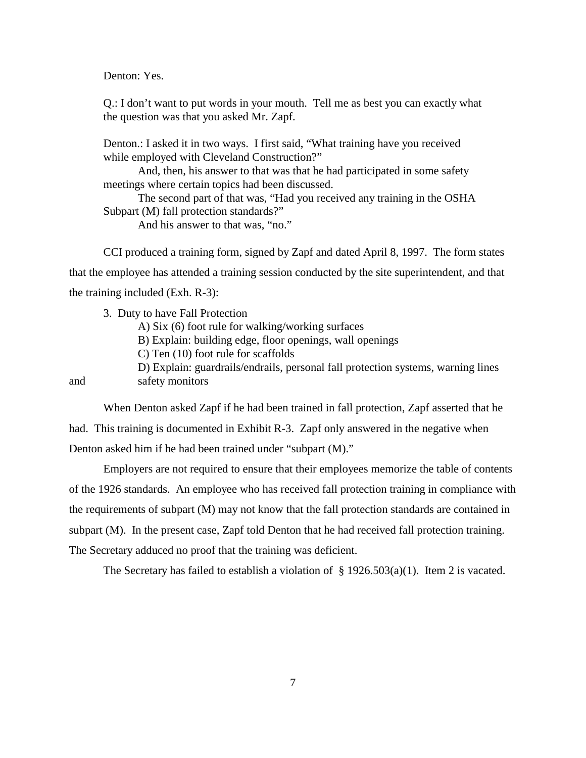Denton: Yes.

Q.: I don't want to put words in your mouth. Tell me as best you can exactly what the question was that you asked Mr. Zapf.

Denton.: I asked it in two ways. I first said, "What training have you received while employed with Cleveland Construction?"

And, then, his answer to that was that he had participated in some safety meetings where certain topics had been discussed.

The second part of that was, "Had you received any training in the OSHA Subpart (M) fall protection standards?"

And his answer to that was, "no."

CCI produced a training form, signed by Zapf and dated April 8, 1997. The form states that the employee has attended a training session conducted by the site superintendent, and that the training included (Exh. R-3):

3. Duty to have Fall Protection
   - A) Six (6) foot rule for walking/working surfaces
   - B) Explain: building edge, floor openings, wall openings
   - C) Ten (10) foot rule for scaffolds
   - D) Explain: guardrails/endrails, personal fall protection systems, warning lines and safety monitors

When Denton asked Zapf if he had been trained in fall protection, Zapf asserted that he had. This training is documented in Exhibit R-3. Zapf only answered in the negative when Denton asked him if he had been trained under "subpart (M)."

Employers are not required to ensure that their employees memorize the table of contents of the 1926 standards. An employee who has received fall protection training in compliance with the requirements of subpart (M) may not know that the fall protection standards are contained in subpart (M). In the present case, Zapf told Denton that he had received fall protection training. The Secretary adduced no proof that the training was deficient.

The Secretary has failed to establish a violation of § 1926.503(a)(1). Item 2 is vacated.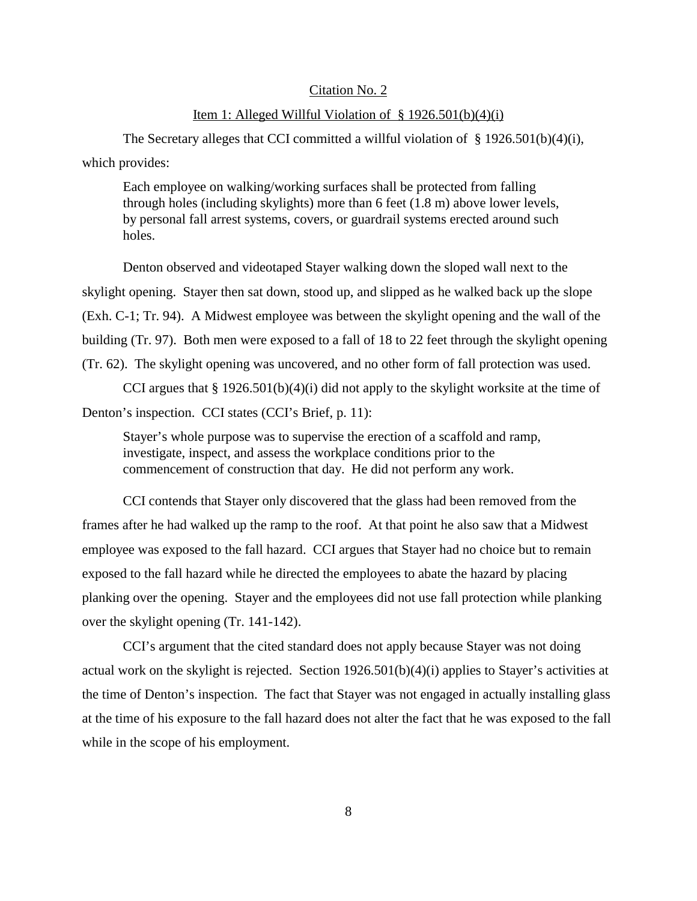Citation No. 2

Item 1: Alleged Willful Violation of § 1926.501(b)(4)(i)

The Secretary alleges that CCI committed a willful violation of § 1926.501(b)(4)(i), which provides:

> Each employee on walking/working surfaces shall be protected from falling through holes (including skylights) more than 6 feet (1.8 m) above lower levels, by personal fall arrest systems, covers, or guardrail systems erected around such holes.

Denton observed and videotaped Stayer walking down the sloped wall next to the skylight opening. Stayer then sat down, stood up, and slipped as he walked back up the slope (Exh. C-1; Tr. 94). A Midwest employee was between the skylight opening and the wall of the building (Tr. 97). Both men were exposed to a fall of 18 to 22 feet through the skylight opening (Tr. 62). The skylight opening was uncovered, and no other form of fall protection was used.

CCI argues that § 1926.501(b)(4)(i) did not apply to the skylight worksite at the time of Denton's inspection. CCI states (CCI's Brief, p. 11):

> Stayer's whole purpose was to supervise the erection of a scaffold and ramp, investigate, inspect, and assess the workplace conditions prior to the commencement of construction that day. He did not perform any work.

CCI contends that Stayer only discovered that the glass had been removed from the frames after he had walked up the ramp to the roof. At that point he also saw that a Midwest employee was exposed to the fall hazard. CCI argues that Stayer had no choice but to remain exposed to the fall hazard while he directed the employees to abate the hazard by placing planking over the opening. Stayer and the employees did not use fall protection while planking over the skylight opening (Tr. 141-142).

CCI's argument that the cited standard does not apply because Stayer was not doing actual work on the skylight is rejected. Section 1926.501(b)(4)(i) applies to Stayer's activities at the time of Denton's inspection. The fact that Stayer was not engaged in actually installing glass at the time of his exposure to the fall hazard does not alter the fact that he was exposed to the fall while in the scope of his employment.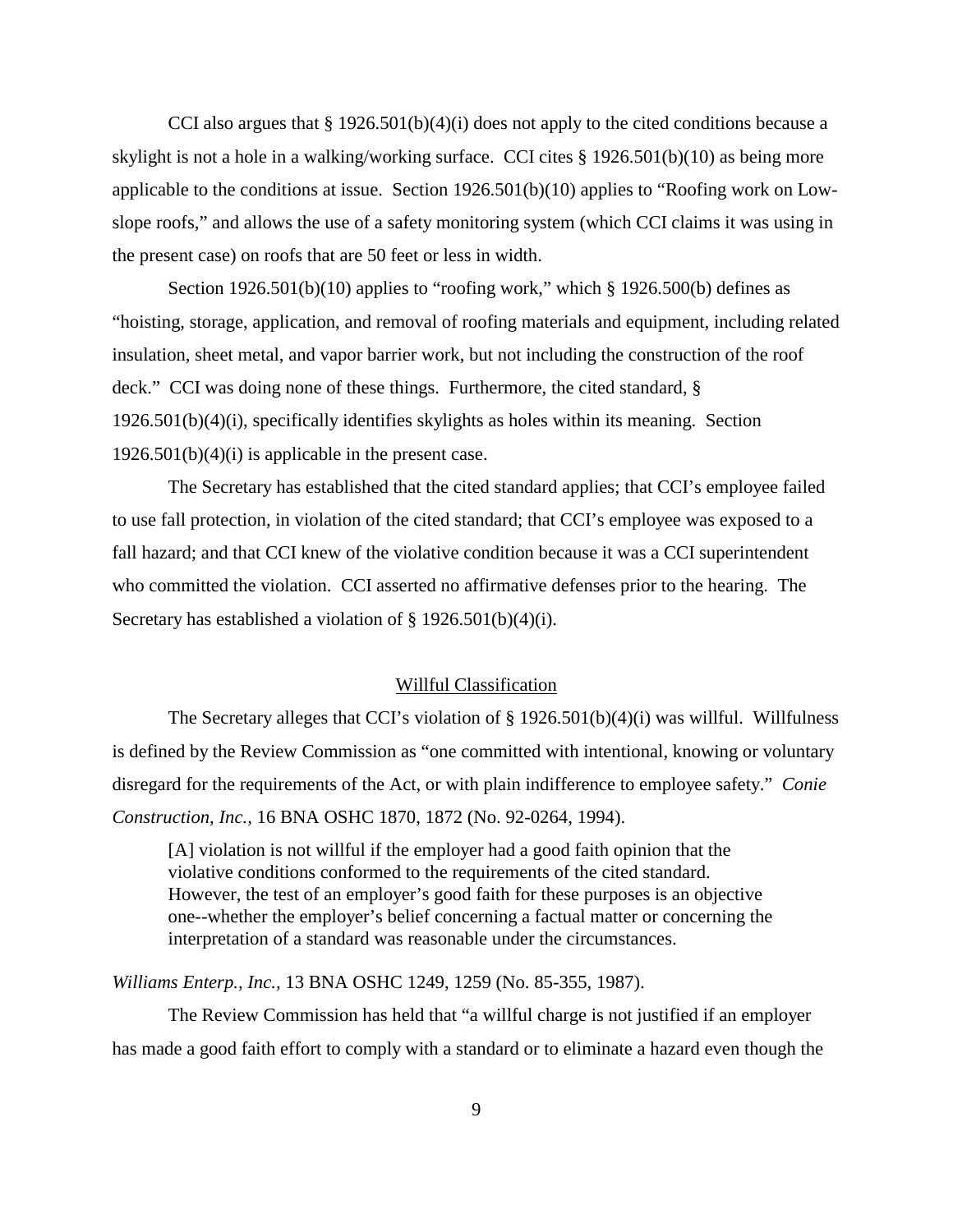CCI also argues that § 1926.501(b)(4)(i) does not apply to the cited conditions because a skylight is not a hole in a walking/working surface. CCI cites § 1926.501(b)(10) as being more applicable to the conditions at issue. Section 1926.501(b)(10) applies to "Roofing work on Low-slope roofs," and allows the use of a safety monitoring system (which CCI claims it was using in the present case) on roofs that are 50 feet or less in width.

Section 1926.501(b)(10) applies to "roofing work," which § 1926.500(b) defines as "hoisting, storage, application, and removal of roofing materials and equipment, including related insulation, sheet metal, and vapor barrier work, but not including the construction of the roof deck." CCI was doing none of these things. Furthermore, the cited standard, § 1926.501(b)(4)(i), specifically identifies skylights as holes within its meaning. Section 1926.501(b)(4)(i) is applicable in the present case.

The Secretary has established that the cited standard applies; that CCI's employee failed to use fall protection, in violation of the cited standard; that CCI's employee was exposed to a fall hazard; and that CCI knew of the violative condition because it was a CCI superintendent who committed the violation. CCI asserted no affirmative defenses prior to the hearing. The Secretary has established a violation of § 1926.501(b)(4)(i).

## Willful Classification

The Secretary alleges that CCI's violation of § 1926.501(b)(4)(i) was willful. Willfulness is defined by the Review Commission as "one committed with intentional, knowing or voluntary disregard for the requirements of the Act, or with plain indifference to employee safety." *Conie Construction, Inc.*, 16 BNA OSHC 1870, 1872 (No. 92-0264, 1994).

> [A] violation is not willful if the employer had a good faith opinion that the violative conditions conformed to the requirements of the cited standard. However, the test of an employer's good faith for these purposes is an objective one--whether the employer's belief concerning a factual matter or concerning the interpretation of a standard was reasonable under the circumstances.

*Williams Enterp., Inc.*, 13 BNA OSHC 1249, 1259 (No. 85-355, 1987).

The Review Commission has held that "a willful charge is not justified if an employer has made a good faith effort to comply with a standard or to eliminate a hazard even though the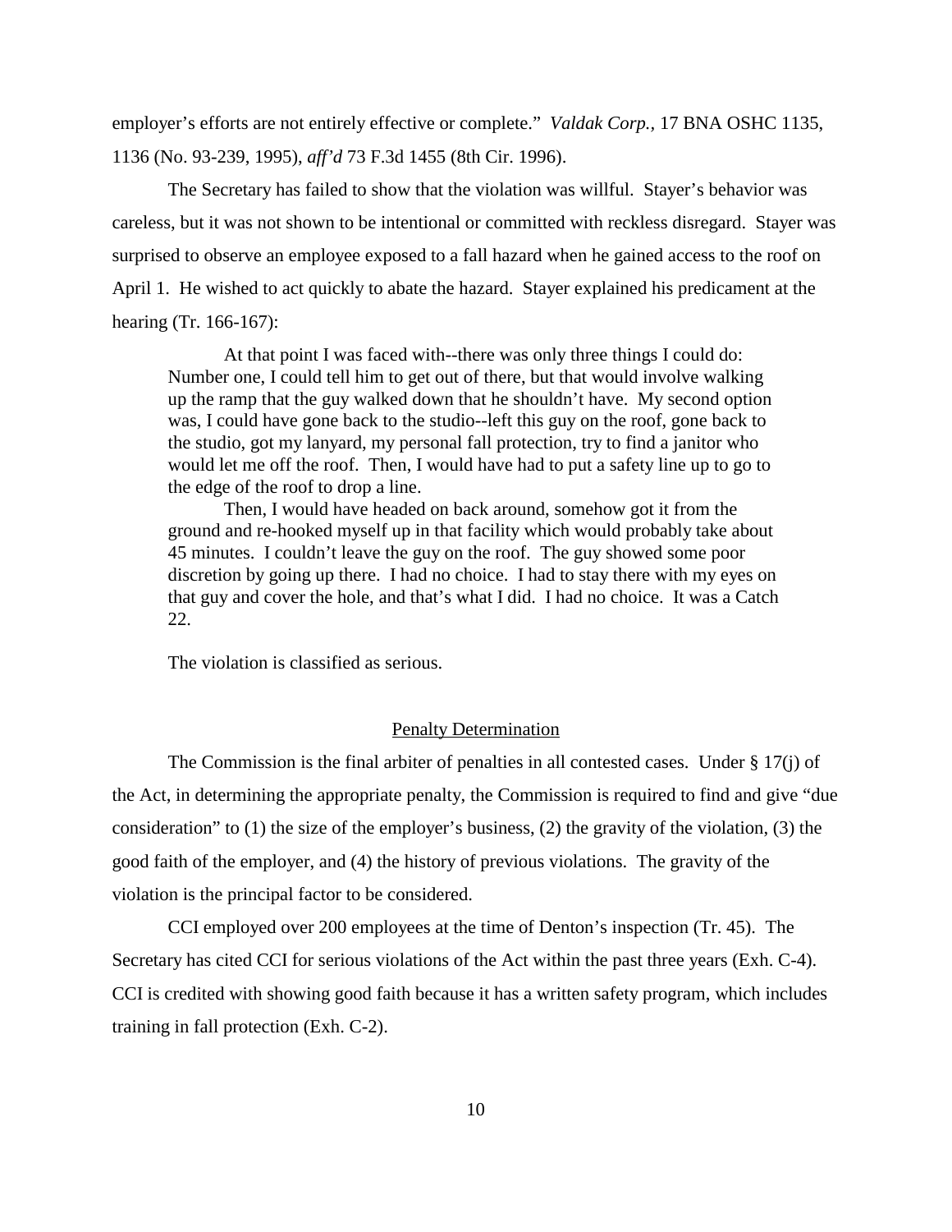employer's efforts are not entirely effective or complete." *Valdak Corp.*, 17 BNA OSHC 1135, 1136 (No. 93-239, 1995), *aff'd* 73 F.3d 1455 (8th Cir. 1996).

The Secretary has failed to show that the violation was willful. Stayer's behavior was careless, but it was not shown to be intentional or committed with reckless disregard. Stayer was surprised to observe an employee exposed to a fall hazard when he gained access to the roof on April 1. He wished to act quickly to abate the hazard. Stayer explained his predicament at the hearing (Tr. 166-167):

> At that point I was faced with--there was only three things I could do: Number one, I could tell him to get out of there, but that would involve walking up the ramp that the guy walked down that he shouldn't have. My second option was, I could have gone back to the studio--left this guy on the roof, gone back to the studio, got my lanyard, my personal fall protection, try to find a janitor who would let me off the roof. Then, I would have had to put a safety line up to go to the edge of the roof to drop a line.
>
> Then, I would have headed on back around, somehow got it from the ground and re-hooked myself up in that facility which would probably take about 45 minutes. I couldn't leave the guy on the roof. The guy showed some poor discretion by going up there. I had no choice. I had to stay there with my eyes on that guy and cover the hole, and that's what I did. I had no choice. It was a Catch 22.

The violation is classified as serious.

## Penalty Determination

The Commission is the final arbiter of penalties in all contested cases. Under § 17(j) of the Act, in determining the appropriate penalty, the Commission is required to find and give "due consideration" to (1) the size of the employer's business, (2) the gravity of the violation, (3) the good faith of the employer, and (4) the history of previous violations. The gravity of the violation is the principal factor to be considered.

CCI employed over 200 employees at the time of Denton's inspection (Tr. 45). The Secretary has cited CCI for serious violations of the Act within the past three years (Exh. C-4). CCI is credited with showing good faith because it has a written safety program, which includes training in fall protection (Exh. C-2).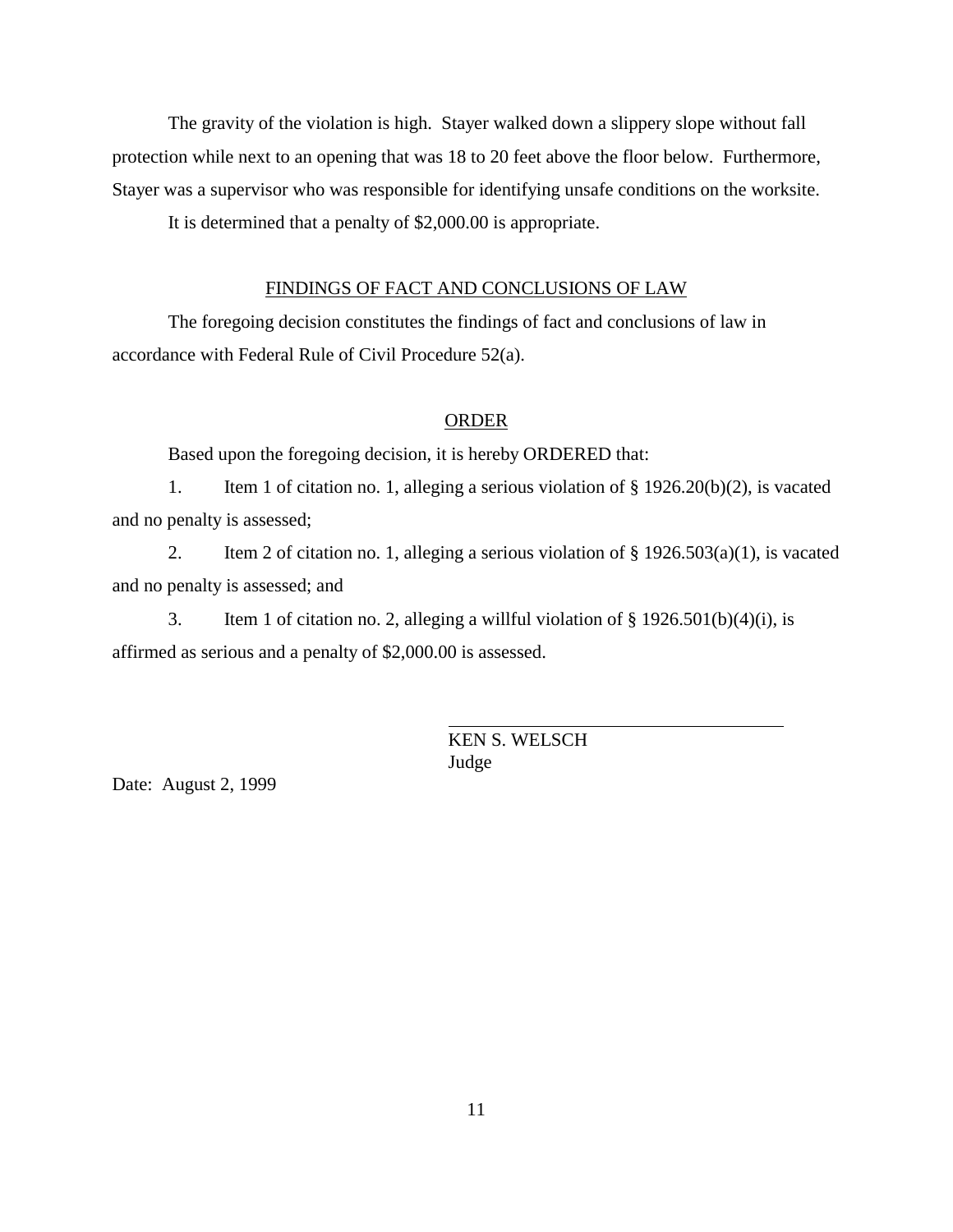The gravity of the violation is high. Stayer walked down a slippery slope without fall protection while next to an opening that was 18 to 20 feet above the floor below. Furthermore, Stayer was a supervisor who was responsible for identifying unsafe conditions on the worksite.

It is determined that a penalty of $2,000.00 is appropriate.

## FINDINGS OF FACT AND CONCLUSIONS OF LAW

The foregoing decision constitutes the findings of fact and conclusions of law in accordance with Federal Rule of Civil Procedure 52(a).

## ORDER

Based upon the foregoing decision, it is hereby ORDERED that:

1. Item 1 of citation no. 1, alleging a serious violation of § 1926.20(b)(2), is vacated and no penalty is assessed;

2. Item 2 of citation no. 1, alleging a serious violation of § 1926.503(a)(1), is vacated and no penalty is assessed; and

3. Item 1 of citation no. 2, alleging a willful violation of § 1926.501(b)(4)(i), is affirmed as serious and a penalty of $2,000.00 is assessed.

KEN S. WELSCH
Judge

Date: August 2, 1999